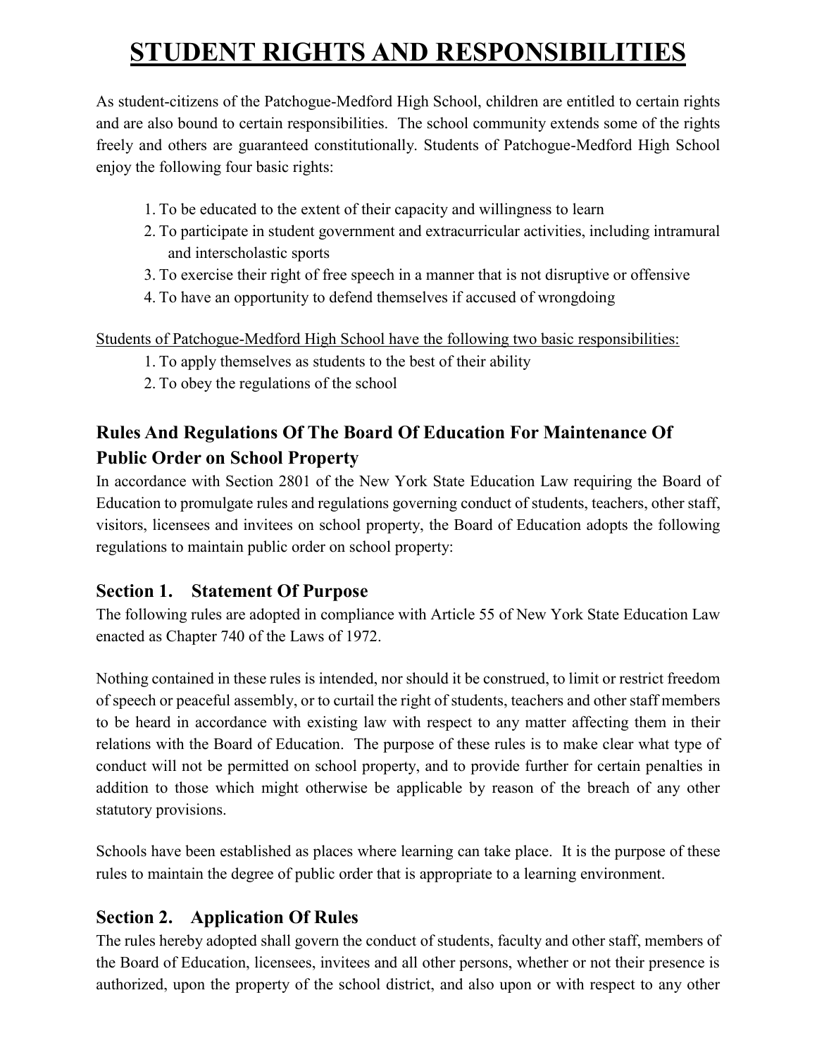# STUDENT RIGHTS AND RESPONSIBILITIES

As student-citizens of the Patchogue-Medford High School, children are entitled to certain rights and are also bound to certain responsibilities. The school community extends some of the rights freely and others are guaranteed constitutionally. Students of Patchogue-Medford High School enjoy the following four basic rights:

1. To be educated to the extent of their capacity and willingness to learn
2. To participate in student government and extracurricular activities, including intramural and interscholastic sports
3. To exercise their right of free speech in a manner that is not disruptive or offensive
4. To have an opportunity to defend themselves if accused of wrongdoing

<u>Students of Patchogue-Medford High School have the following two basic responsibilities:</u>

1. To apply themselves as students to the best of their ability
2. To obey the regulations of the school

## Rules And Regulations Of The Board Of Education For Maintenance Of Public Order on School Property

In accordance with Section 2801 of the New York State Education Law requiring the Board of Education to promulgate rules and regulations governing conduct of students, teachers, other staff, visitors, licensees and invitees on school property, the Board of Education adopts the following regulations to maintain public order on school property:

## Section 1. Statement Of Purpose

The following rules are adopted in compliance with Article 55 of New York State Education Law enacted as Chapter 740 of the Laws of 1972.

Nothing contained in these rules is intended, nor should it be construed, to limit or restrict freedom of speech or peaceful assembly, or to curtail the right of students, teachers and other staff members to be heard in accordance with existing law with respect to any matter affecting them in their relations with the Board of Education. The purpose of these rules is to make clear what type of conduct will not be permitted on school property, and to provide further for certain penalties in addition to those which might otherwise be applicable by reason of the breach of any other statutory provisions.

Schools have been established as places where learning can take place. It is the purpose of these rules to maintain the degree of public order that is appropriate to a learning environment.

## Section 2. Application Of Rules

The rules hereby adopted shall govern the conduct of students, faculty and other staff, members of the Board of Education, licensees, invitees and all other persons, whether or not their presence is authorized, upon the property of the school district, and also upon or with respect to any other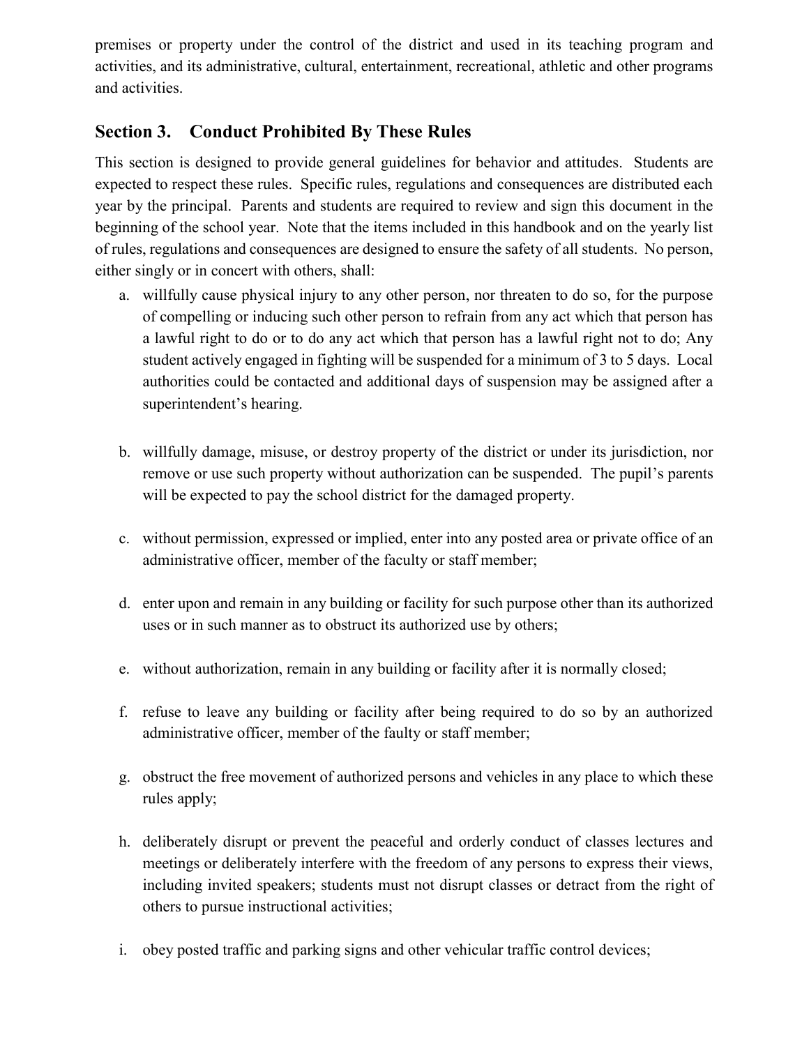premises or property under the control of the district and used in its teaching program and activities, and its administrative, cultural, entertainment, recreational, athletic and other programs and activities.

## Section 3. Conduct Prohibited By These Rules

This section is designed to provide general guidelines for behavior and attitudes. Students are expected to respect these rules. Specific rules, regulations and consequences are distributed each year by the principal. Parents and students are required to review and sign this document in the beginning of the school year. Note that the items included in this handbook and on the yearly list of rules, regulations and consequences are designed to ensure the safety of all students. No person, either singly or in concert with others, shall:

a. willfully cause physical injury to any other person, nor threaten to do so, for the purpose of compelling or inducing such other person to refrain from any act which that person has a lawful right to do or to do any act which that person has a lawful right not to do; Any student actively engaged in fighting will be suspended for a minimum of 3 to 5 days. Local authorities could be contacted and additional days of suspension may be assigned after a superintendent's hearing.

b. willfully damage, misuse, or destroy property of the district or under its jurisdiction, nor remove or use such property without authorization can be suspended. The pupil's parents will be expected to pay the school district for the damaged property.

c. without permission, expressed or implied, enter into any posted area or private office of an administrative officer, member of the faculty or staff member;

d. enter upon and remain in any building or facility for such purpose other than its authorized uses or in such manner as to obstruct its authorized use by others;

e. without authorization, remain in any building or facility after it is normally closed;

f. refuse to leave any building or facility after being required to do so by an authorized administrative officer, member of the faulty or staff member;

g. obstruct the free movement of authorized persons and vehicles in any place to which these rules apply;

h. deliberately disrupt or prevent the peaceful and orderly conduct of classes lectures and meetings or deliberately interfere with the freedom of any persons to express their views, including invited speakers; students must not disrupt classes or detract from the right of others to pursue instructional activities;

i. obey posted traffic and parking signs and other vehicular traffic control devices;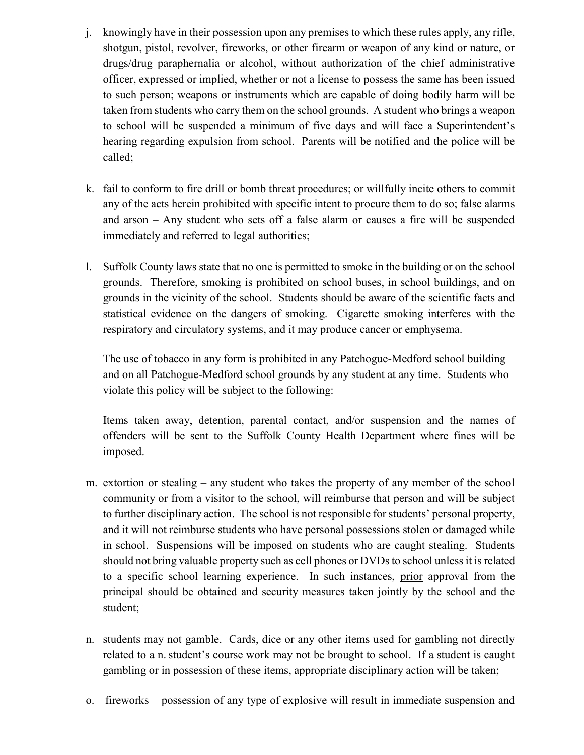j. knowingly have in their possession upon any premises to which these rules apply, any rifle, shotgun, pistol, revolver, fireworks, or other firearm or weapon of any kind or nature, or drugs/drug paraphernalia or alcohol, without authorization of the chief administrative officer, expressed or implied, whether or not a license to possess the same has been issued to such person; weapons or instruments which are capable of doing bodily harm will be taken from students who carry them on the school grounds. A student who brings a weapon to school will be suspended a minimum of five days and will face a Superintendent's hearing regarding expulsion from school. Parents will be notified and the police will be called;

k. fail to conform to fire drill or bomb threat procedures; or willfully incite others to commit any of the acts herein prohibited with specific intent to procure them to do so; false alarms and arson – Any student who sets off a false alarm or causes a fire will be suspended immediately and referred to legal authorities;

l. Suffolk County laws state that no one is permitted to smoke in the building or on the school grounds. Therefore, smoking is prohibited on school buses, in school buildings, and on grounds in the vicinity of the school. Students should be aware of the scientific facts and statistical evidence on the dangers of smoking. Cigarette smoking interferes with the respiratory and circulatory systems, and it may produce cancer or emphysema.

   The use of tobacco in any form is prohibited in any Patchogue-Medford school building and on all Patchogue-Medford school grounds by any student at any time. Students who violate this policy will be subject to the following:

   Items taken away, detention, parental contact, and/or suspension and the names of offenders will be sent to the Suffolk County Health Department where fines will be imposed.

m. extortion or stealing – any student who takes the property of any member of the school community or from a visitor to the school, will reimburse that person and will be subject to further disciplinary action. The school is not responsible for students' personal property, and it will not reimburse students who have personal possessions stolen or damaged while in school. Suspensions will be imposed on students who are caught stealing. Students should not bring valuable property such as cell phones or DVDs to school unless it is related to a specific school learning experience. In such instances, <u>prior</u> approval from the principal should be obtained and security measures taken jointly by the school and the student;

n. students may not gamble. Cards, dice or any other items used for gambling not directly related to a n. student's course work may not be brought to school. If a student is caught gambling or in possession of these items, appropriate disciplinary action will be taken;

o. fireworks – possession of any type of explosive will result in immediate suspension and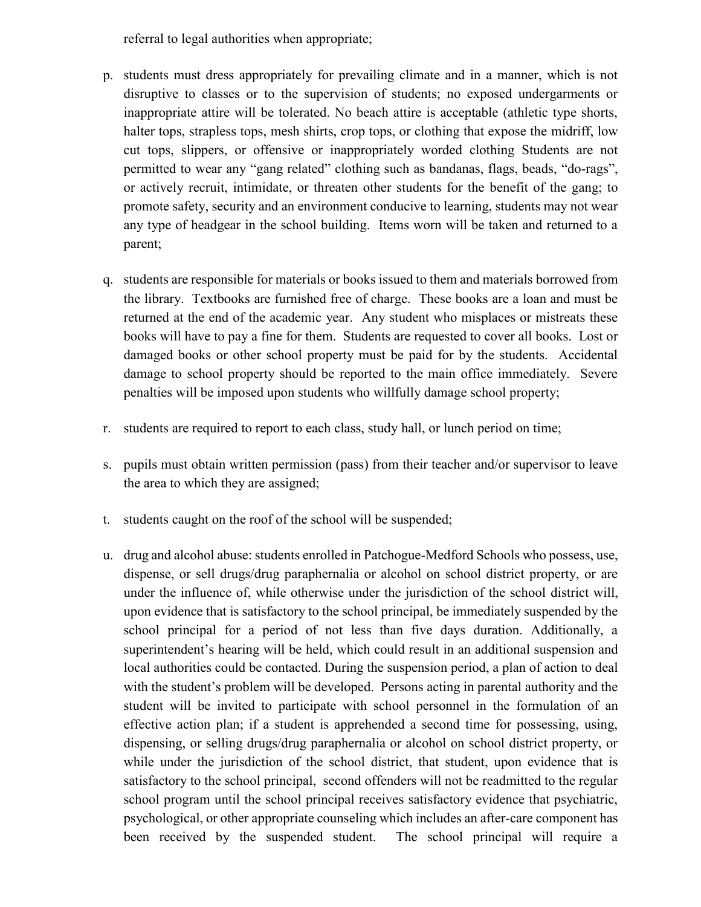referral to legal authorities when appropriate;

p. students must dress appropriately for prevailing climate and in a manner, which is not disruptive to classes or to the supervision of students; no exposed undergarments or inappropriate attire will be tolerated. No beach attire is acceptable (athletic type shorts, halter tops, strapless tops, mesh shirts, crop tops, or clothing that expose the midriff, low cut tops, slippers, or offensive or inappropriately worded clothing Students are not permitted to wear any "gang related" clothing such as bandanas, flags, beads, "do-rags", or actively recruit, intimidate, or threaten other students for the benefit of the gang; to promote safety, security and an environment conducive to learning, students may not wear any type of headgear in the school building. Items worn will be taken and returned to a parent;

q. students are responsible for materials or books issued to them and materials borrowed from the library. Textbooks are furnished free of charge. These books are a loan and must be returned at the end of the academic year. Any student who misplaces or mistreats these books will have to pay a fine for them. Students are requested to cover all books. Lost or damaged books or other school property must be paid for by the students. Accidental damage to school property should be reported to the main office immediately. Severe penalties will be imposed upon students who willfully damage school property;

r. students are required to report to each class, study hall, or lunch period on time;

s. pupils must obtain written permission (pass) from their teacher and/or supervisor to leave the area to which they are assigned;

t. students caught on the roof of the school will be suspended;

u. drug and alcohol abuse: students enrolled in Patchogue-Medford Schools who possess, use, dispense, or sell drugs/drug paraphernalia or alcohol on school district property, or are under the influence of, while otherwise under the jurisdiction of the school district will, upon evidence that is satisfactory to the school principal, be immediately suspended by the school principal for a period of not less than five days duration. Additionally, a superintendent's hearing will be held, which could result in an additional suspension and local authorities could be contacted. During the suspension period, a plan of action to deal with the student's problem will be developed. Persons acting in parental authority and the student will be invited to participate with school personnel in the formulation of an effective action plan; if a student is apprehended a second time for possessing, using, dispensing, or selling drugs/drug paraphernalia or alcohol on school district property, or while under the jurisdiction of the school district, that student, upon evidence that is satisfactory to the school principal, second offenders will not be readmitted to the regular school program until the school principal receives satisfactory evidence that psychiatric, psychological, or other appropriate counseling which includes an after-care component has been received by the suspended student. The school principal will require a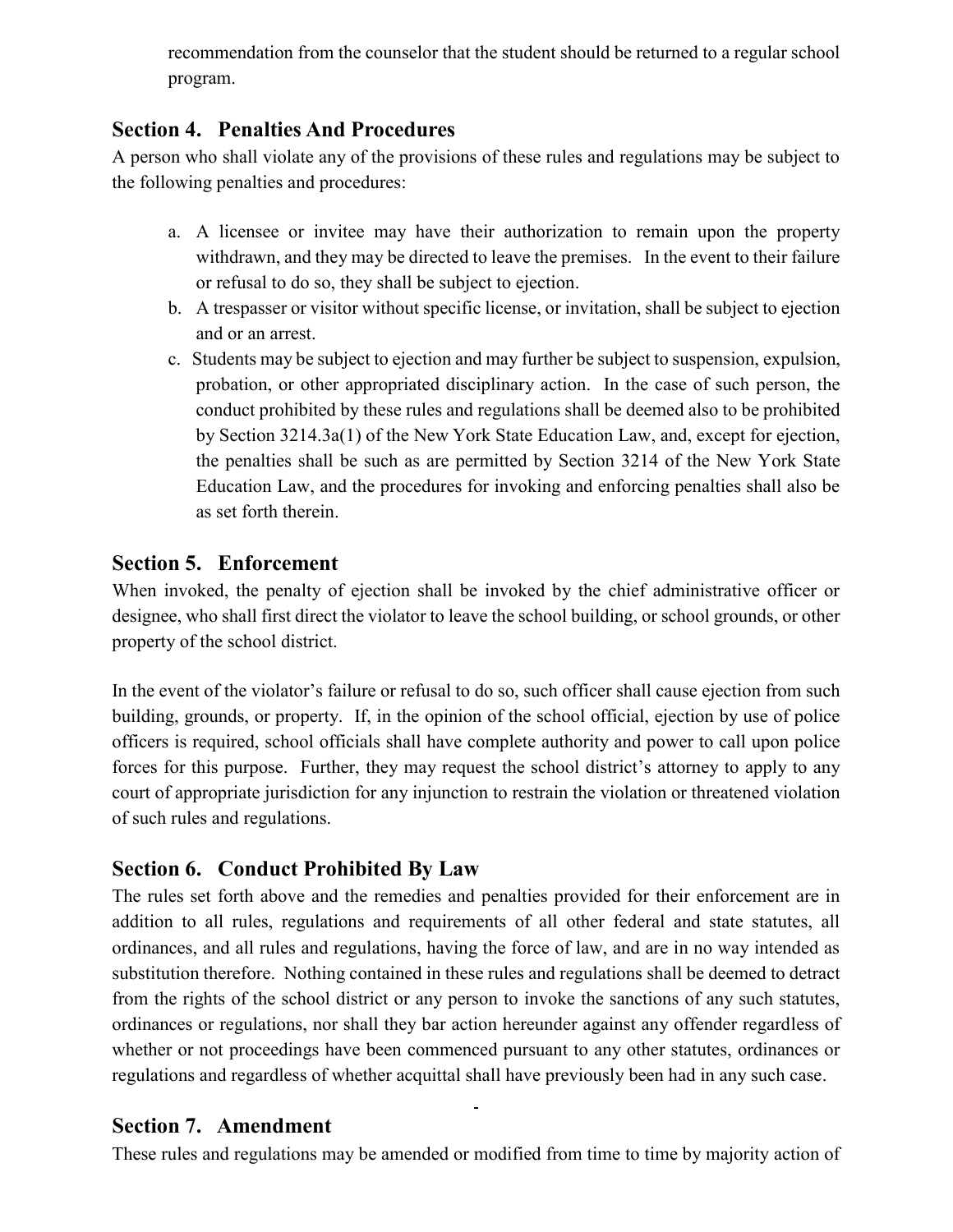recommendation from the counselor that the student should be returned to a regular school program.

## Section 4. Penalties And Procedures

A person who shall violate any of the provisions of these rules and regulations may be subject to the following penalties and procedures:

a. A licensee or invitee may have their authorization to remain upon the property withdrawn, and they may be directed to leave the premises. In the event to their failure or refusal to do so, they shall be subject to ejection.
b. A trespasser or visitor without specific license, or invitation, shall be subject to ejection and or an arrest.
c. Students may be subject to ejection and may further be subject to suspension, expulsion, probation, or other appropriated disciplinary action. In the case of such person, the conduct prohibited by these rules and regulations shall be deemed also to be prohibited by Section 3214.3a(1) of the New York State Education Law, and, except for ejection, the penalties shall be such as are permitted by Section 3214 of the New York State Education Law, and the procedures for invoking and enforcing penalties shall also be as set forth therein.

## Section 5. Enforcement

When invoked, the penalty of ejection shall be invoked by the chief administrative officer or designee, who shall first direct the violator to leave the school building, or school grounds, or other property of the school district.

In the event of the violator's failure or refusal to do so, such officer shall cause ejection from such building, grounds, or property. If, in the opinion of the school official, ejection by use of police officers is required, school officials shall have complete authority and power to call upon police forces for this purpose. Further, they may request the school district's attorney to apply to any court of appropriate jurisdiction for any injunction to restrain the violation or threatened violation of such rules and regulations.

## Section 6. Conduct Prohibited By Law

The rules set forth above and the remedies and penalties provided for their enforcement are in addition to all rules, regulations and requirements of all other federal and state statutes, all ordinances, and all rules and regulations, having the force of law, and are in no way intended as substitution therefore. Nothing contained in these rules and regulations shall be deemed to detract from the rights of the school district or any person to invoke the sanctions of any such statutes, ordinances or regulations, nor shall they bar action hereunder against any offender regardless of whether or not proceedings have been commenced pursuant to any other statutes, ordinances or regulations and regardless of whether acquittal shall have previously been had in any such case.

## Section 7. Amendment

These rules and regulations may be amended or modified from time to time by majority action of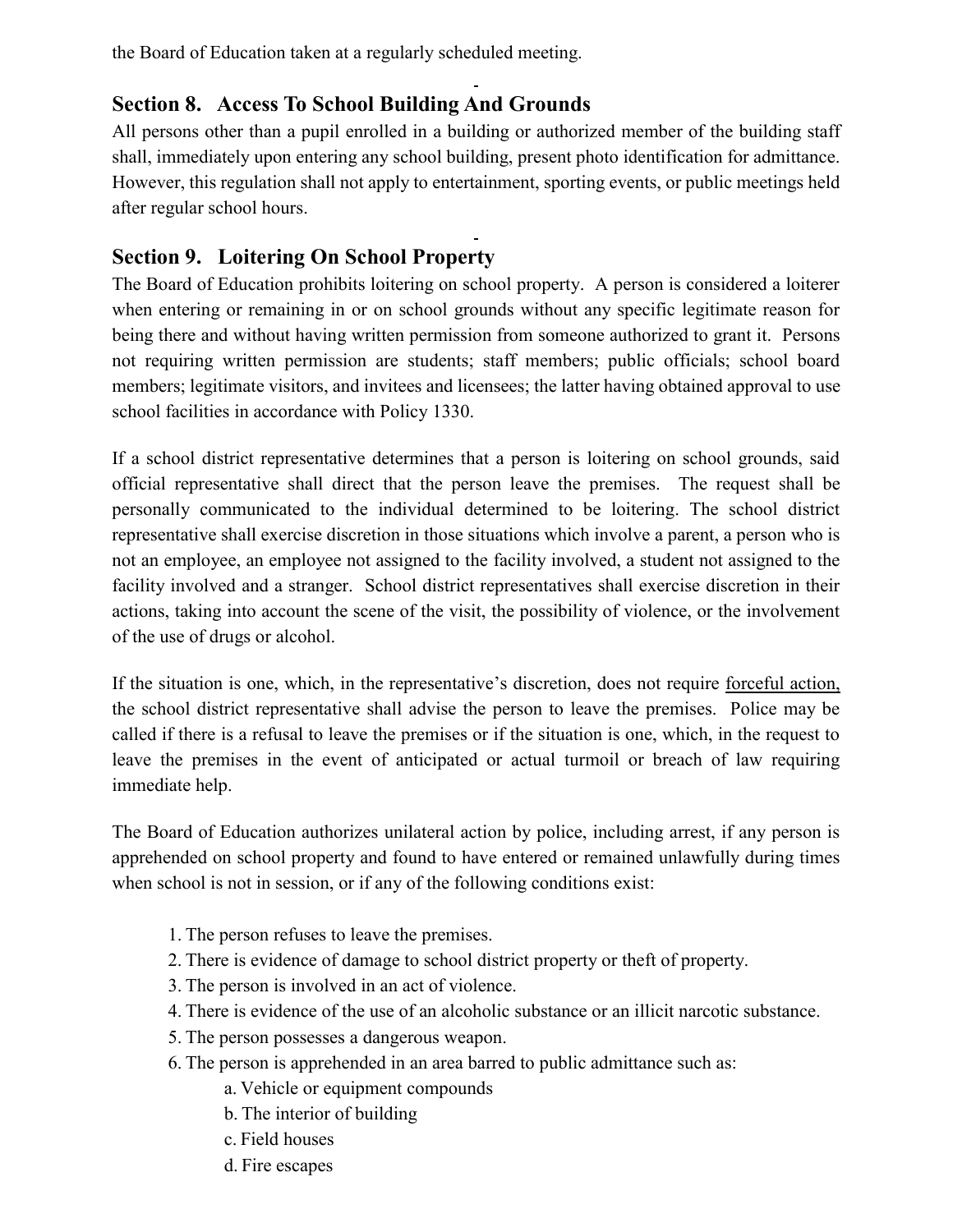the Board of Education taken at a regularly scheduled meeting.

## Section 8. Access To School Building And Grounds

All persons other than a pupil enrolled in a building or authorized member of the building staff shall, immediately upon entering any school building, present photo identification for admittance. However, this regulation shall not apply to entertainment, sporting events, or public meetings held after regular school hours.

## Section 9. Loitering On School Property

The Board of Education prohibits loitering on school property. A person is considered a loiterer when entering or remaining in or on school grounds without any specific legitimate reason for being there and without having written permission from someone authorized to grant it. Persons not requiring written permission are students; staff members; public officials; school board members; legitimate visitors, and invitees and licensees; the latter having obtained approval to use school facilities in accordance with Policy 1330.

If a school district representative determines that a person is loitering on school grounds, said official representative shall direct that the person leave the premises. The request shall be personally communicated to the individual determined to be loitering. The school district representative shall exercise discretion in those situations which involve a parent, a person who is not an employee, an employee not assigned to the facility involved, a student not assigned to the facility involved and a stranger. School district representatives shall exercise discretion in their actions, taking into account the scene of the visit, the possibility of violence, or the involvement of the use of drugs or alcohol.

If the situation is one, which, in the representative's discretion, does not require <u>forceful action,</u> the school district representative shall advise the person to leave the premises. Police may be called if there is a refusal to leave the premises or if the situation is one, which, in the request to leave the premises in the event of anticipated or actual turmoil or breach of law requiring immediate help.

The Board of Education authorizes unilateral action by police, including arrest, if any person is apprehended on school property and found to have entered or remained unlawfully during times when school is not in session, or if any of the following conditions exist:

1. The person refuses to leave the premises.
2. There is evidence of damage to school district property or theft of property.
3. The person is involved in an act of violence.
4. There is evidence of the use of an alcoholic substance or an illicit narcotic substance.
5. The person possesses a dangerous weapon.
6. The person is apprehended in an area barred to public admittance such as:
    a. Vehicle or equipment compounds
    b. The interior of building
    c. Field houses
    d. Fire escapes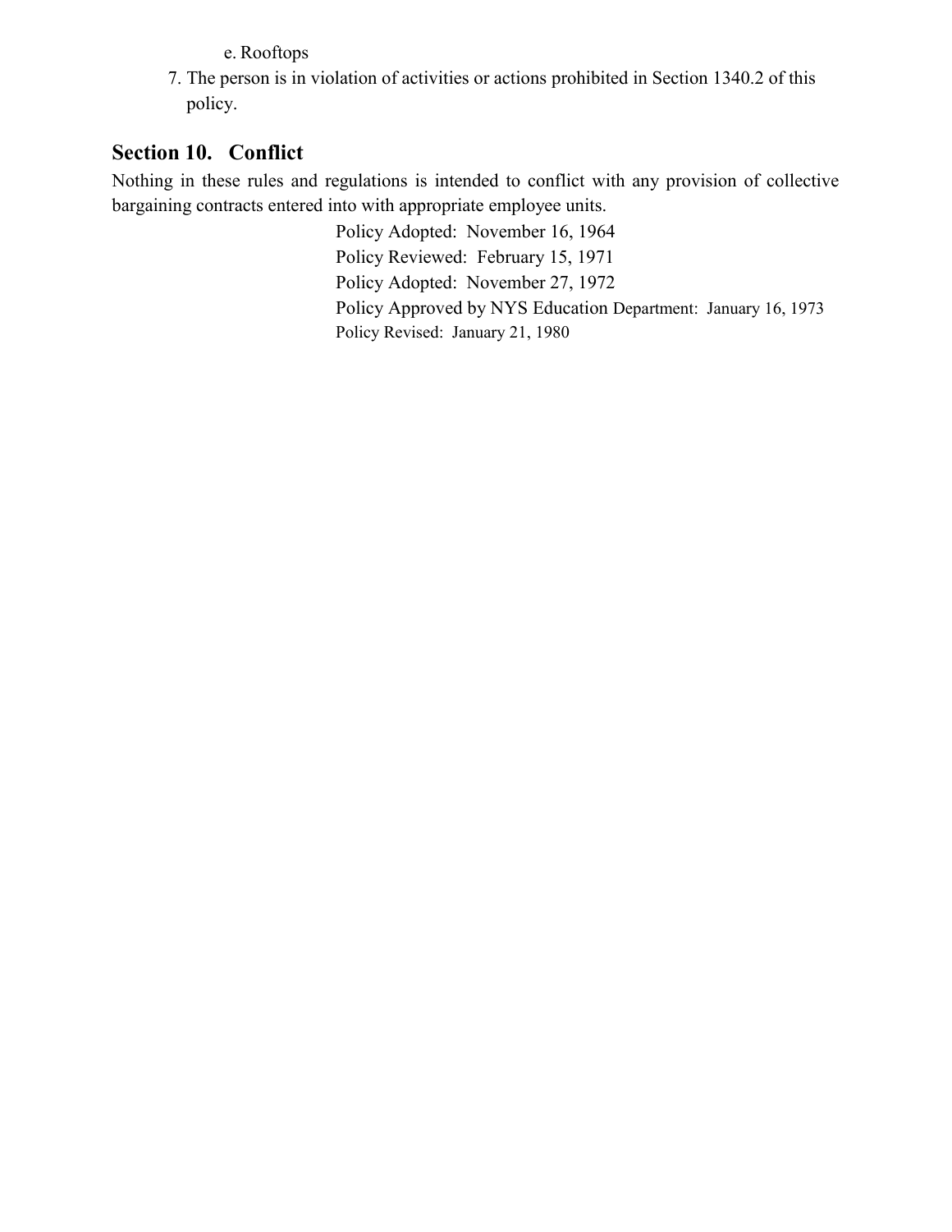e. Rooftops

7. The person is in violation of activities or actions prohibited in Section 1340.2 of this policy.

## Section 10. Conflict

Nothing in these rules and regulations is intended to conflict with any provision of collective bargaining contracts entered into with appropriate employee units.

Policy Adopted: November 16, 1964
Policy Reviewed: February 15, 1971
Policy Adopted: November 27, 1972
Policy Approved by NYS Education Department: January 16, 1973
Policy Revised: January 21, 1980